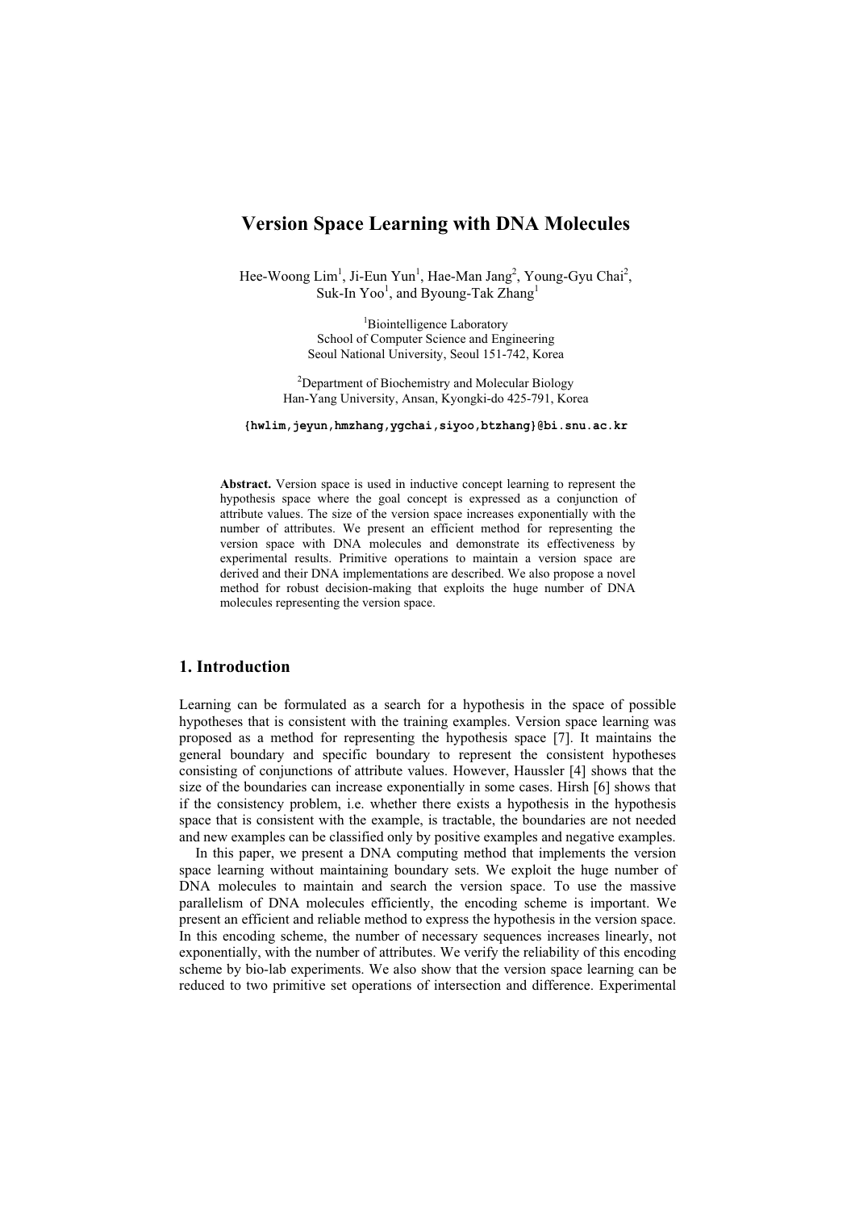# Version Space Learning with DNA Molecules

Hee-Woong Lim[1], Ji-Eun Yun[1], Hae-Man Jang[2], Young-Gyu Chai[2], Suk-In Yoo[1], and Byoung-Tak Zhang[1]

[1]Biointelligence Laboratory
School of Computer Science and Engineering
Seoul National University, Seoul 151-742, Korea

[2]Department of Biochemistry and Molecular Biology
Han-Yang University, Ansan, Kyongki-do 425-791, Korea

{hwlim,jeyun,hmzhang,ygchai,siyoo,btzhang}@bi.snu.ac.kr

**Abstract.** Version space is used in inductive concept learning to represent the hypothesis space where the goal concept is expressed as a conjunction of attribute values. The size of the version space increases exponentially with the number of attributes. We present an efficient method for representing the version space with DNA molecules and demonstrate its effectiveness by experimental results. Primitive operations to maintain a version space are derived and their DNA implementations are described. We also propose a novel method for robust decision-making that exploits the huge number of DNA molecules representing the version space.

## 1. Introduction

Learning can be formulated as a search for a hypothesis in the space of possible hypotheses that is consistent with the training examples. Version space learning was proposed as a method for representing the hypothesis space [7]. It maintains the general boundary and specific boundary to represent the consistent hypotheses consisting of conjunctions of attribute values. However, Haussler [4] shows that the size of the boundaries can increase exponentially in some cases. Hirsh [6] shows that if the consistency problem, i.e. whether there exists a hypothesis in the hypothesis space that is consistent with the example, is tractable, the boundaries are not needed and new examples can be classified only by positive examples and negative examples.

In this paper, we present a DNA computing method that implements the version space learning without maintaining boundary sets. We exploit the huge number of DNA molecules to maintain and search the version space. To use the massive parallelism of DNA molecules efficiently, the encoding scheme is important. We present an efficient and reliable method to express the hypothesis in the version space. In this encoding scheme, the number of necessary sequences increases linearly, not exponentially, with the number of attributes. We verify the reliability of this encoding scheme by bio-lab experiments. We also show that the version space learning can be reduced to two primitive set operations of intersection and difference. Experimental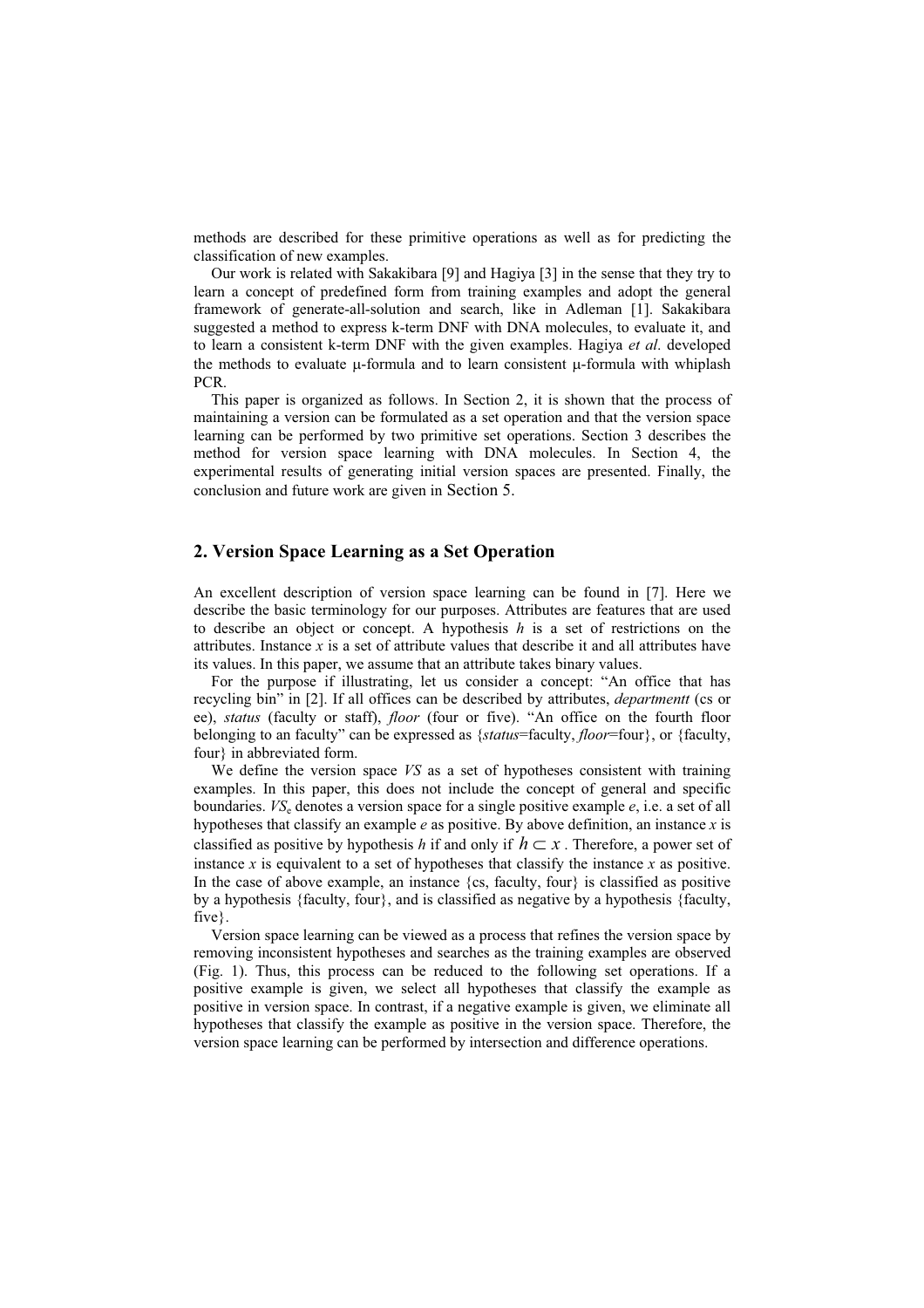methods are described for these primitive operations as well as for predicting the classification of new examples.

Our work is related with Sakakibara [9] and Hagiya [3] in the sense that they try to learn a concept of predefined form from training examples and adopt the general framework of generate-all-solution and search, like in Adleman [1]. Sakakibara suggested a method to express k-term DNF with DNA molecules, to evaluate it, and to learn a consistent k-term DNF with the given examples. Hagiya *et al*. developed the methods to evaluate μ-formula and to learn consistent μ-formula with whiplash PCR.

This paper is organized as follows. In Section 2, it is shown that the process of maintaining a version can be formulated as a set operation and that the version space learning can be performed by two primitive set operations. Section 3 describes the method for version space learning with DNA molecules. In Section 4, the experimental results of generating initial version spaces are presented. Finally, the conclusion and future work are given in Section 5.

## 2. Version Space Learning as a Set Operation

An excellent description of version space learning can be found in [7]. Here we describe the basic terminology for our purposes. Attributes are features that are used to describe an object or concept. A hypothesis *h* is a set of restrictions on the attributes. Instance *x* is a set of attribute values that describe it and all attributes have its values. In this paper, we assume that an attribute takes binary values.

For the purpose if illustrating, let us consider a concept: "An office that has recycling bin" in [2]. If all offices can be described by attributes, *departmentt* (cs or ee), *status* (faculty or staff), *floor* (four or five). "An office on the fourth floor belonging to an faculty" can be expressed as {*status*=faculty, *floor*=four}, or {faculty, four} in abbreviated form.

We define the version space *VS* as a set of hypotheses consistent with training examples. In this paper, this does not include the concept of general and specific boundaries. $VS_e$ denotes a version space for a single positive example *e*, i.e. a set of all hypotheses that classify an example *e* as positive. By above definition, an instance *x* is classified as positive by hypothesis *h* if and only if $h \subset x$ . Therefore, a power set of instance *x* is equivalent to a set of hypotheses that classify the instance *x* as positive. In the case of above example, an instance {cs, faculty, four} is classified as positive by a hypothesis {faculty, four}, and is classified as negative by a hypothesis {faculty, five}.

Version space learning can be viewed as a process that refines the version space by removing inconsistent hypotheses and searches as the training examples are observed (Fig. 1). Thus, this process can be reduced to the following set operations. If a positive example is given, we select all hypotheses that classify the example as positive in version space. In contrast, if a negative example is given, we eliminate all hypotheses that classify the example as positive in the version space. Therefore, the version space learning can be performed by intersection and difference operations.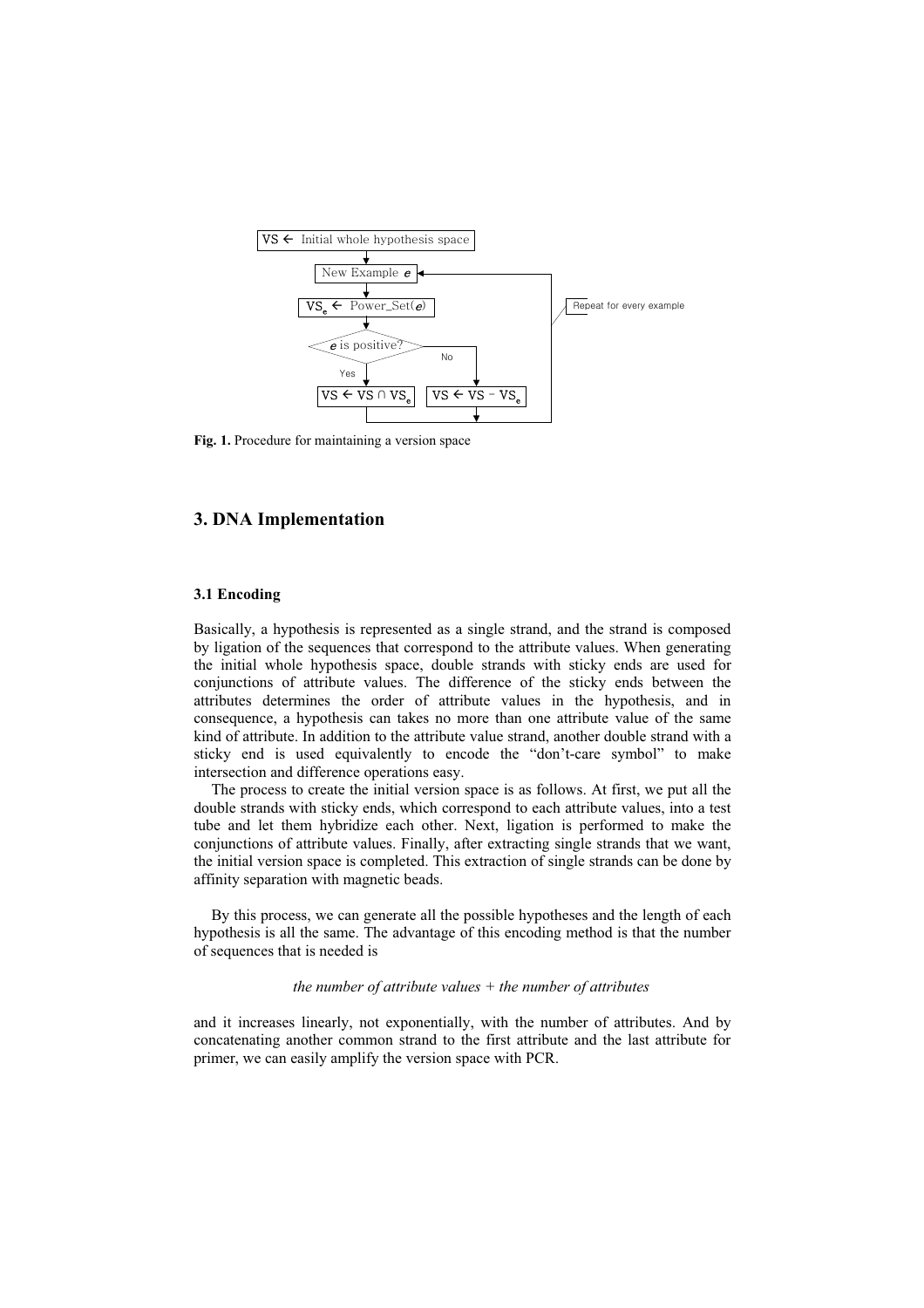Fig. 1. Procedure for maintaining a version space

## 3. DNA Implementation

### 3.1 Encoding

Basically, a hypothesis is represented as a single strand, and the strand is composed by ligation of the sequences that correspond to the attribute values. When generating the initial whole hypothesis space, double strands with sticky ends are used for conjunctions of attribute values. The difference of the sticky ends between the attributes determines the order of attribute values in the hypothesis, and in consequence, a hypothesis can takes no more than one attribute value of the same kind of attribute. In addition to the attribute value strand, another double strand with a sticky end is used equivalently to encode the "don't-care symbol" to make intersection and difference operations easy.

The process to create the initial version space is as follows. At first, we put all the double strands with sticky ends, which correspond to each attribute values, into a test tube and let them hybridize each other. Next, ligation is performed to make the conjunctions of attribute values. Finally, after extracting single strands that we want, the initial version space is completed. This extraction of single strands can be done by affinity separation with magnetic beads.

By this process, we can generate all the possible hypotheses and the length of each hypothesis is all the same. The advantage of this encoding method is that the number of sequences that is needed is

*the number of attribute values + the number of attributes*

and it increases linearly, not exponentially, with the number of attributes. And by concatenating another common strand to the first attribute and the last attribute for primer, we can easily amplify the version space with PCR.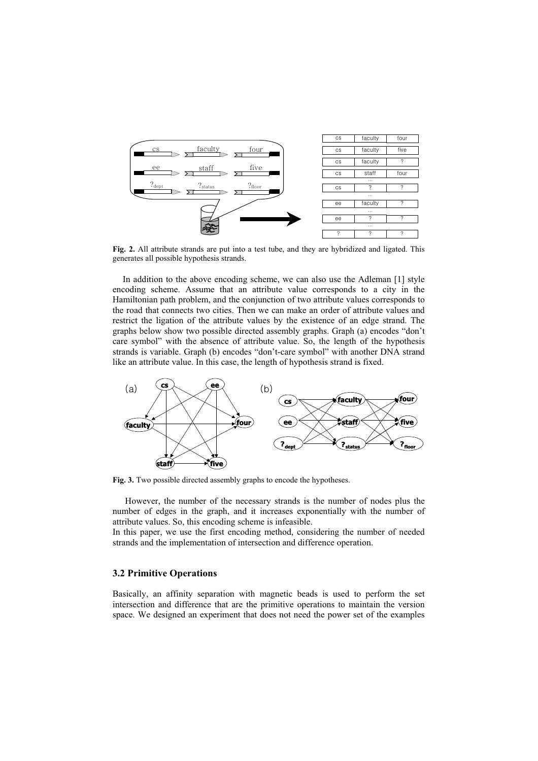**Fig. 2.** All attribute strands are put into a test tube, and they are hybridized and ligated. This generates all possible hypothesis strands.

In addition to the above encoding scheme, we can also use the Adleman [1] style encoding scheme. Assume that an attribute value corresponds to a city in the Hamiltonian path problem, and the conjunction of two attribute values corresponds to the road that connects two cities. Then we can make an order of attribute values and restrict the ligation of the attribute values by the existence of an edge strand. The graphs below show two possible directed assembly graphs. Graph (a) encodes "don't care symbol" with the absence of attribute value. So, the length of the hypothesis strands is variable. Graph (b) encodes "don't-care symbol" with another DNA strand like an attribute value. In this case, the length of hypothesis strand is fixed.

**Fig. 3.** Two possible directed assembly graphs to encode the hypotheses.

However, the number of the necessary strands is the number of nodes plus the number of edges in the graph, and it increases exponentially with the number of attribute values. So, this encoding scheme is infeasible.

In this paper, we use the first encoding method, considering the number of needed strands and the implementation of intersection and difference operation.

### 3.2 Primitive Operations

Basically, an affinity separation with magnetic beads is used to perform the set intersection and difference that are the primitive operations to maintain the version space. We designed an experiment that does not need the power set of the examples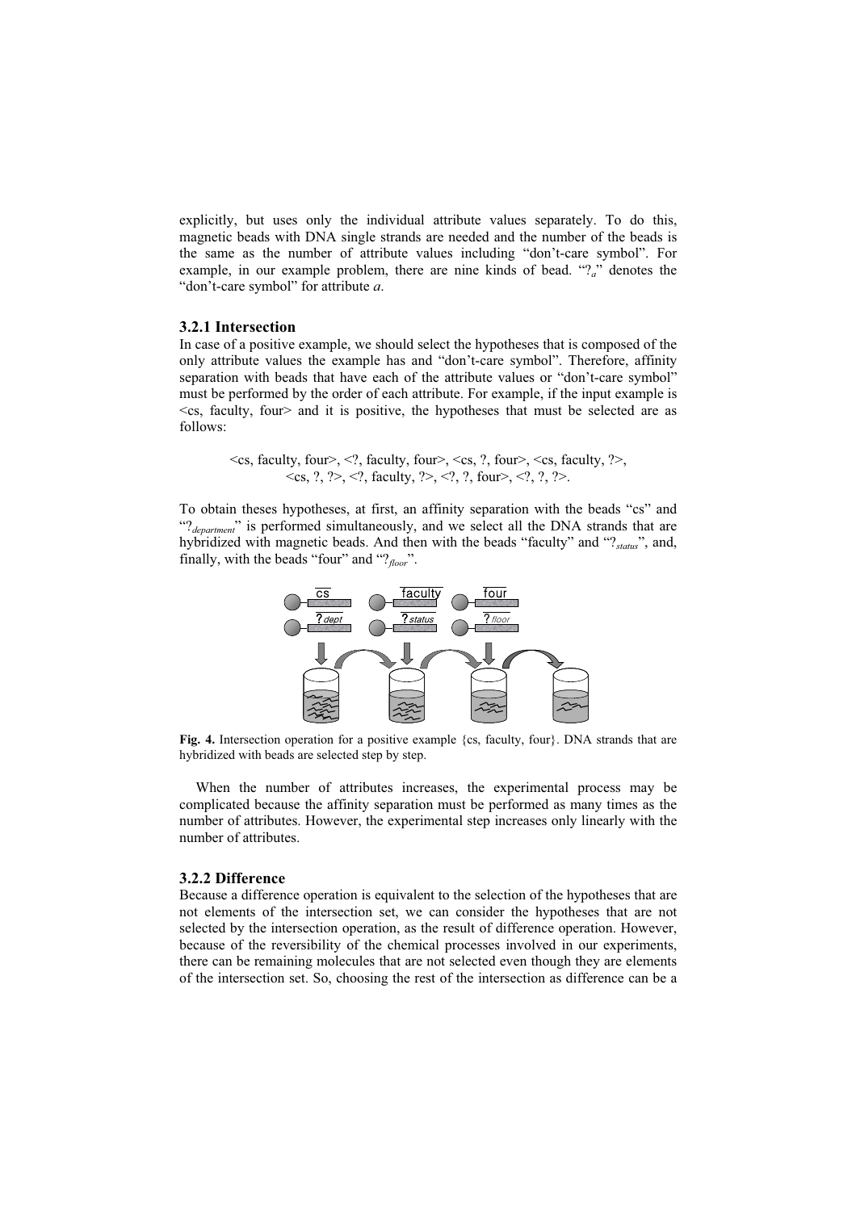explicitly, but uses only the individual attribute values separately. To do this, magnetic beads with DNA single strands are needed and the number of the beads is the same as the number of attribute values including "don't-care symbol". For example, in our example problem, there are nine kinds of bead. "$?_a$" denotes the "don't-care symbol" for attribute *a*.

### 3.2.1 Intersection

In case of a positive example, we should select the hypotheses that is composed of the only attribute values the example has and "don't-care symbol". Therefore, affinity separation with beads that have each of the attribute values or "don't-care symbol" must be performed by the order of each attribute. For example, if the input example is <cs, faculty, four> and it is positive, the hypotheses that must be selected are as follows:

<cs, faculty, four>, <?, faculty, four>, <cs, ?, four>, <cs, faculty, ?>,
<cs, ?, ?>, <?, faculty, ?>, <?, ?, four>, <?, ?, ?>.

To obtain theses hypotheses, at first, an affinity separation with the beads "cs" and "$?_{department}$" is performed simultaneously, and we select all the DNA strands that are hybridized with magnetic beads. And then with the beads "faculty" and "$?_{status}$", and, finally, with the beads "four" and "$?_{floor}$".

**Fig. 4.** Intersection operation for a positive example {cs, faculty, four}. DNA strands that are hybridized with beads are selected step by step.

When the number of attributes increases, the experimental process may be complicated because the affinity separation must be performed as many times as the number of attributes. However, the experimental step increases only linearly with the number of attributes.

### 3.2.2 Difference

Because a difference operation is equivalent to the selection of the hypotheses that are not elements of the intersection set, we can consider the hypotheses that are not selected by the intersection operation, as the result of difference operation. However, because of the reversibility of the chemical processes involved in our experiments, there can be remaining molecules that are not selected even though they are elements of the intersection set. So, choosing the rest of the intersection as difference can be a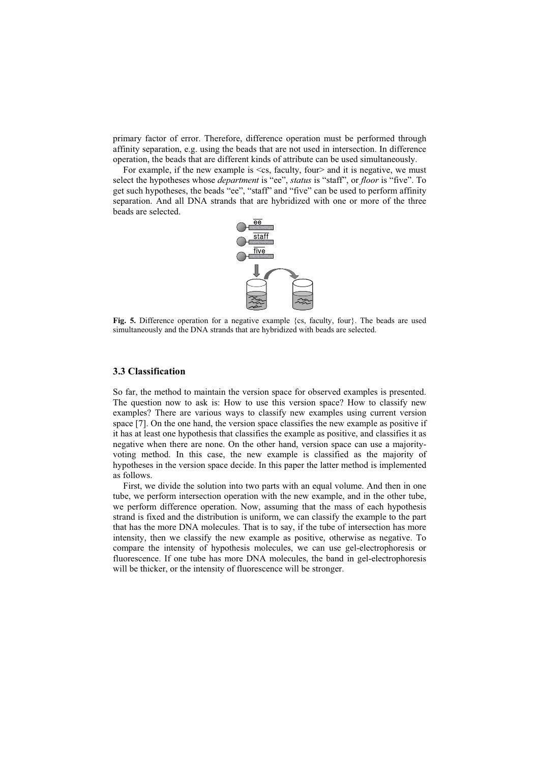primary factor of error. Therefore, difference operation must be performed through affinity separation, e.g. using the beads that are not used in intersection. In difference operation, the beads that are different kinds of attribute can be used simultaneously.

For example, if the new example is <cs, faculty, four> and it is negative, we must select the hypotheses whose *department* is "ee", *status* is "staff", or *floor* is "five". To get such hypotheses, the beads "ee", "staff" and "five" can be used to perform affinity separation. And all DNA strands that are hybridized with one or more of the three beads are selected.

**Fig. 5.** Difference operation for a negative example {cs, faculty, four}. The beads are used simultaneously and the DNA strands that are hybridized with beads are selected.

### 3.3 Classification

So far, the method to maintain the version space for observed examples is presented. The question now to ask is: How to use this version space? How to classify new examples? There are various ways to classify new examples using current version space [7]. On the one hand, the version space classifies the new example as positive if it has at least one hypothesis that classifies the example as positive, and classifies it as negative when there are none. On the other hand, version space can use a majority-voting method. In this case, the new example is classified as the majority of hypotheses in the version space decide. In this paper the latter method is implemented as follows.

First, we divide the solution into two parts with an equal volume. And then in one tube, we perform intersection operation with the new example, and in the other tube, we perform difference operation. Now, assuming that the mass of each hypothesis strand is fixed and the distribution is uniform, we can classify the example to the part that has the more DNA molecules. That is to say, if the tube of intersection has more intensity, then we classify the new example as positive, otherwise as negative. To compare the intensity of hypothesis molecules, we can use gel-electrophoresis or fluorescence. If one tube has more DNA molecules, the band in gel-electrophoresis will be thicker, or the intensity of fluorescence will be stronger.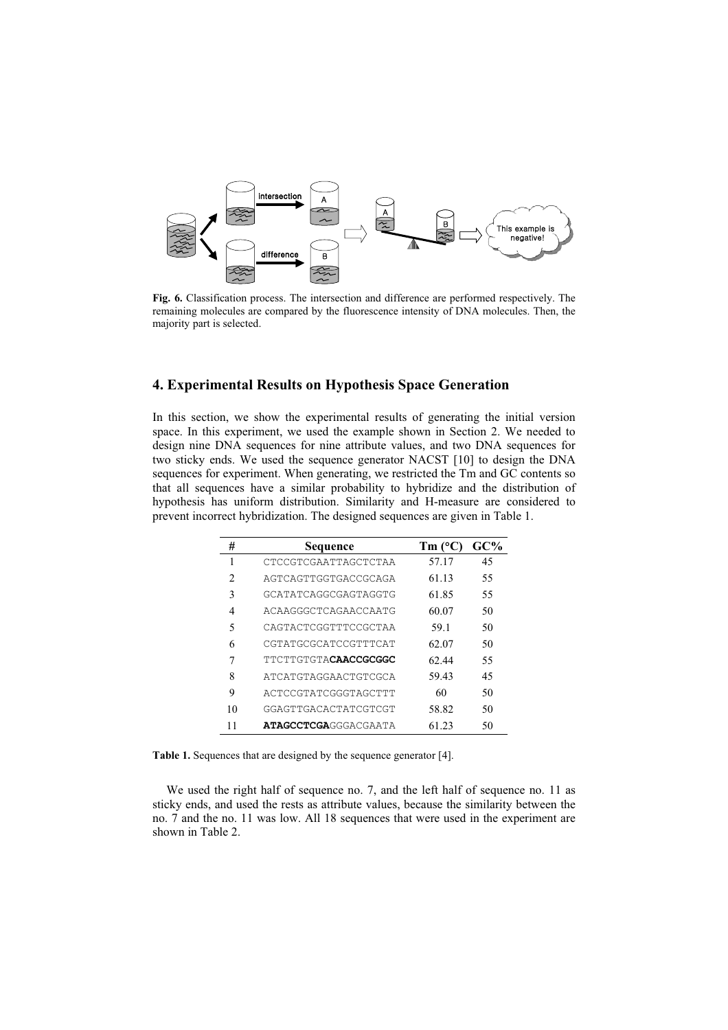**Fig. 6.** Classification process. The intersection and difference are performed respectively. The remaining molecules are compared by the fluorescence intensity of DNA molecules. Then, the majority part is selected.

## 4. Experimental Results on Hypothesis Space Generation

In this section, we show the experimental results of generating the initial version space. In this experiment, we used the example shown in Section 2. We needed to design nine DNA sequences for nine attribute values, and two DNA sequences for two sticky ends. We used the sequence generator NACST [10] to design the DNA sequences for experiment. When generating, we restricted the Tm and GC contents so that all sequences have a similar probability to hybridize and the distribution of hypothesis has uniform distribution. Similarity and H-measure are considered to prevent incorrect hybridization. The designed sequences are given in Table 1.

| # | Sequence | Tm (°C) | GC% |
|---|---|---|---|
| 1 | CTCCGTCGAATTAGCTCTAA | 57.17 | 45 |
| 2 | AGTCAGTTGGTGACCGCAGA | 61.13 | 55 |
| 3 | GCATATCAGGCGAGTAGGTG | 61.85 | 55 |
| 4 | ACAAGGGCTCAGAACCAATG | 60.07 | 50 |
| 5 | CAGTACTCGGTTTCCGCTAA | 59.1 | 50 |
| 6 | CGTATGCGCATCCGTTTCAT | 62.07 | 50 |
| 7 | TTCTTGTGTA**CAACCGCGGC** | 62.44 | 55 |
| 8 | ATCATGTAGGAACTGTCGCA | 59.43 | 45 |
| 9 | ACTCCGTATCGGGTAGCTTT | 60 | 50 |
| 10 | GGAGTTGACACTATCGTCGT | 58.82 | 50 |
| 11 | **ATAGCCTCGA**GGGACGAATA | 61.23 | 50 |

**Table 1.** Sequences that are designed by the sequence generator [4].

We used the right half of sequence no. 7, and the left half of sequence no. 11 as sticky ends, and used the rests as attribute values, because the similarity between the no. 7 and the no. 11 was low. All 18 sequences that were used in the experiment are shown in Table 2.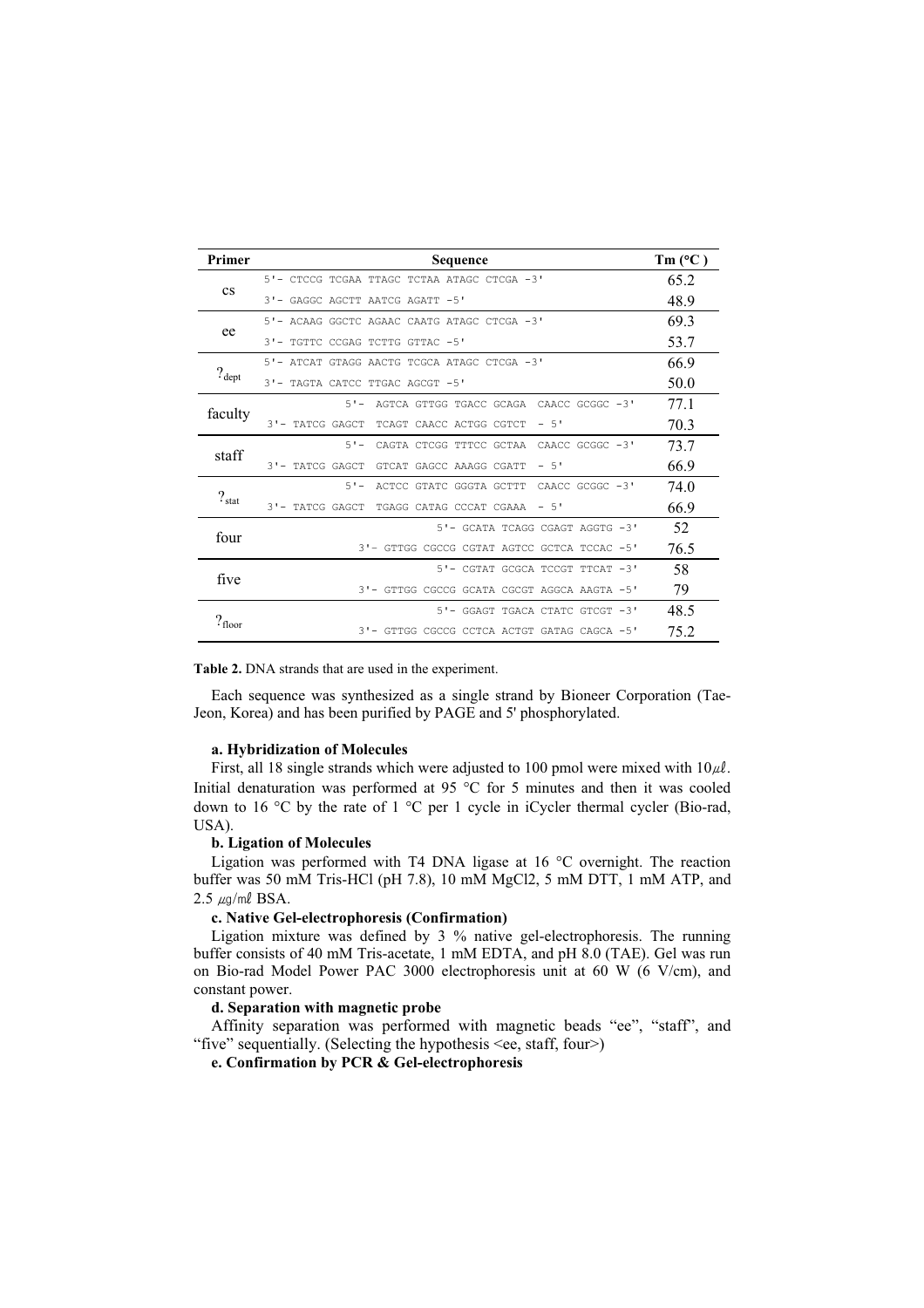| Primer | Sequence | Tm (°C ) |
|---|---|---|
| cs | 5'- CTCCG TCGAA TTAGC TCTAA ATAGC CTCGA -3' | 65.2 |
| | 3'- GAGGC AGCTT AATCG AGATT -5' | 48.9 |
| ee | 5'- ACAAG GGCTC AGAAC CAATG ATAGC CTCGA -3' | 69.3 |
| | 3'- TGTTC CCGAG TCTTG GTTAC -5' | 53.7 |
| $?_{dept}$ | 5'- ATCAT GTAGG AACTG TCGCA ATAGC CTCGA -3' | 66.9 |
| | 3'- TAGTA CATCC TTGAC AGCGT -5' | 50.0 |
| faculty | 5'- AGTCA GTTGG TGACC GCAGA CAACC GCGGC -3' | 77.1 |
| | 3'- TATCG GAGCT TCAGT CAACC ACTGG CGTCT - 5' | 70.3 |
| staff | 5'- CAGTA CTCGG TTTCC GCTAA CAACC GCGGC -3' | 73.7 |
| | 3'- TATCG GAGCT GTCAT GAGCC AAAGG CGATT - 5' | 66.9 |
| $?_{stat}$ | 5'- ACTCC GTATC GGGTA GCTTT CAACC GCGGC -3' | 74.0 |
| | 3'- TATCG GAGCT TGAGG CATAG CCCAT CGAAA - 5' | 66.9 |
| four | 5'- GCATA TCAGG CGAGT AGGTG -3' | 52 |
| | 3'- GTTGG CGCCG CGTAT AGTCC GCTCA TCCAC -5' | 76.5 |
| five | 5'- CGTAT GCGCA TCCGT TTCAT -3' | 58 |
| | 3'- GTTGG CGCCG GCATA CGCGT AGGCA AAGTA -5' | 79 |
| $?_{floor}$ | 5'- GGAGT TGACA CTATC GTCGT -3' | 48.5 |
| | 3'- GTTGG CGCCG CCTCA ACTGT GATAG CAGCA -5' | 75.2 |

**Table 2.** DNA strands that are used in the experiment.

Each sequence was synthesized as a single strand by Bioneer Corporation (Tae-Jeon, Korea) and has been purified by PAGE and 5' phosphorylated.

**a. Hybridization of Molecules**

First, all 18 single strands which were adjusted to 100 pmol were mixed with 10$\mu\ell$. Initial denaturation was performed at 95 °C for 5 minutes and then it was cooled down to 16 °C by the rate of 1 °C per 1 cycle in iCycler thermal cycler (Bio-rad, USA).

**b. Ligation of Molecules**

Ligation was performed with T4 DNA ligase at 16 °C overnight. The reaction buffer was 50 mM Tris-HCl (pH 7.8), 10 mM $MgCl_2$, 5 mM DTT, 1 mM ATP, and 2.5 $\mu$g/m$\ell$ BSA.

**c. Native Gel-electrophoresis (Confirmation)**

Ligation mixture was defined by 3 % native gel-electrophoresis. The running buffer consists of 40 mM Tris-acetate, 1 mM EDTA, and pH 8.0 (TAE). Gel was run on Bio-rad Model Power PAC 3000 electrophoresis unit at 60 W (6 V/cm), and constant power.

**d. Separation with magnetic probe**

Affinity separation was performed with magnetic beads "ee", "staff", and "five" sequentially. (Selecting the hypothesis <ee, staff, four>)

**e. Confirmation by PCR & Gel-electrophoresis**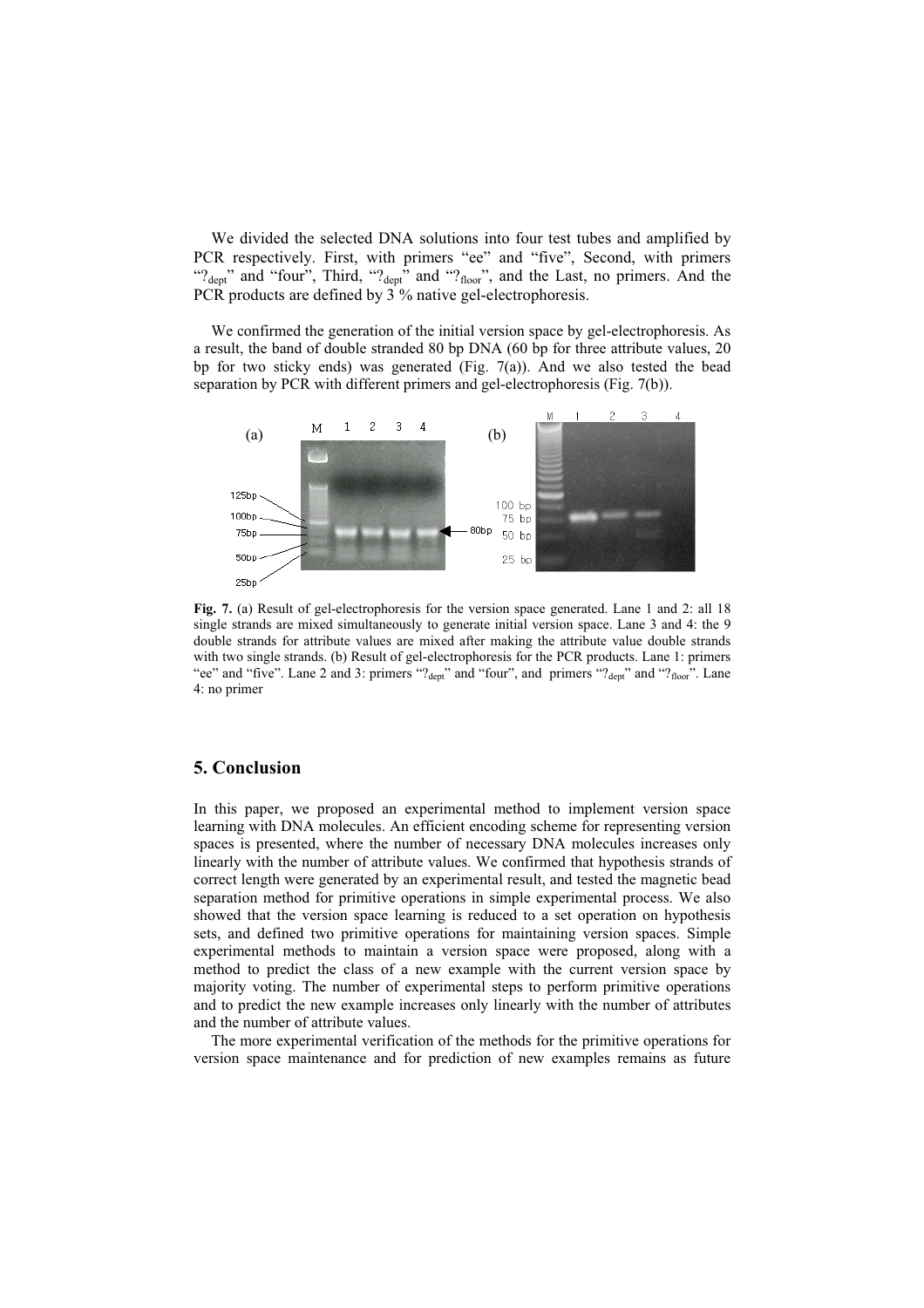We divided the selected DNA solutions into four test tubes and amplified by PCR respectively. First, with primers "ee" and "five", Second, with primers "$?_{dept}$" and "four", Third, "$?_{dept}$" and "$?_{floor}$", and the Last, no primers. And the PCR products are defined by 3 % native gel-electrophoresis.

We confirmed the generation of the initial version space by gel-electrophoresis. As a result, the band of double stranded 80 bp DNA (60 bp for three attribute values, 20 bp for two sticky ends) was generated (Fig. 7(a)). And we also tested the bead separation by PCR with different primers and gel-electrophoresis (Fig. 7(b)).

**Fig. 7.** (a) Result of gel-electrophoresis for the version space generated. Lane 1 and 2: all 18 single strands are mixed simultaneously to generate initial version space. Lane 3 and 4: the 9 double strands for attribute values are mixed after making the attribute value double strands with two single strands. (b) Result of gel-electrophoresis for the PCR products. Lane 1: primers "ee" and "five". Lane 2 and 3: primers "$?_{dept}$" and "four", and primers "$?_{dept}$" and "$?_{floor}$". Lane 4: no primer

## 5. Conclusion

In this paper, we proposed an experimental method to implement version space learning with DNA molecules. An efficient encoding scheme for representing version spaces is presented, where the number of necessary DNA molecules increases only linearly with the number of attribute values. We confirmed that hypothesis strands of correct length were generated by an experimental result, and tested the magnetic bead separation method for primitive operations in simple experimental process. We also showed that the version space learning is reduced to a set operation on hypothesis sets, and defined two primitive operations for maintaining version spaces. Simple experimental methods to maintain a version space were proposed, along with a method to predict the class of a new example with the current version space by majority voting. The number of experimental steps to perform primitive operations and to predict the new example increases only linearly with the number of attributes and the number of attribute values.

The more experimental verification of the methods for the primitive operations for version space maintenance and for prediction of new examples remains as future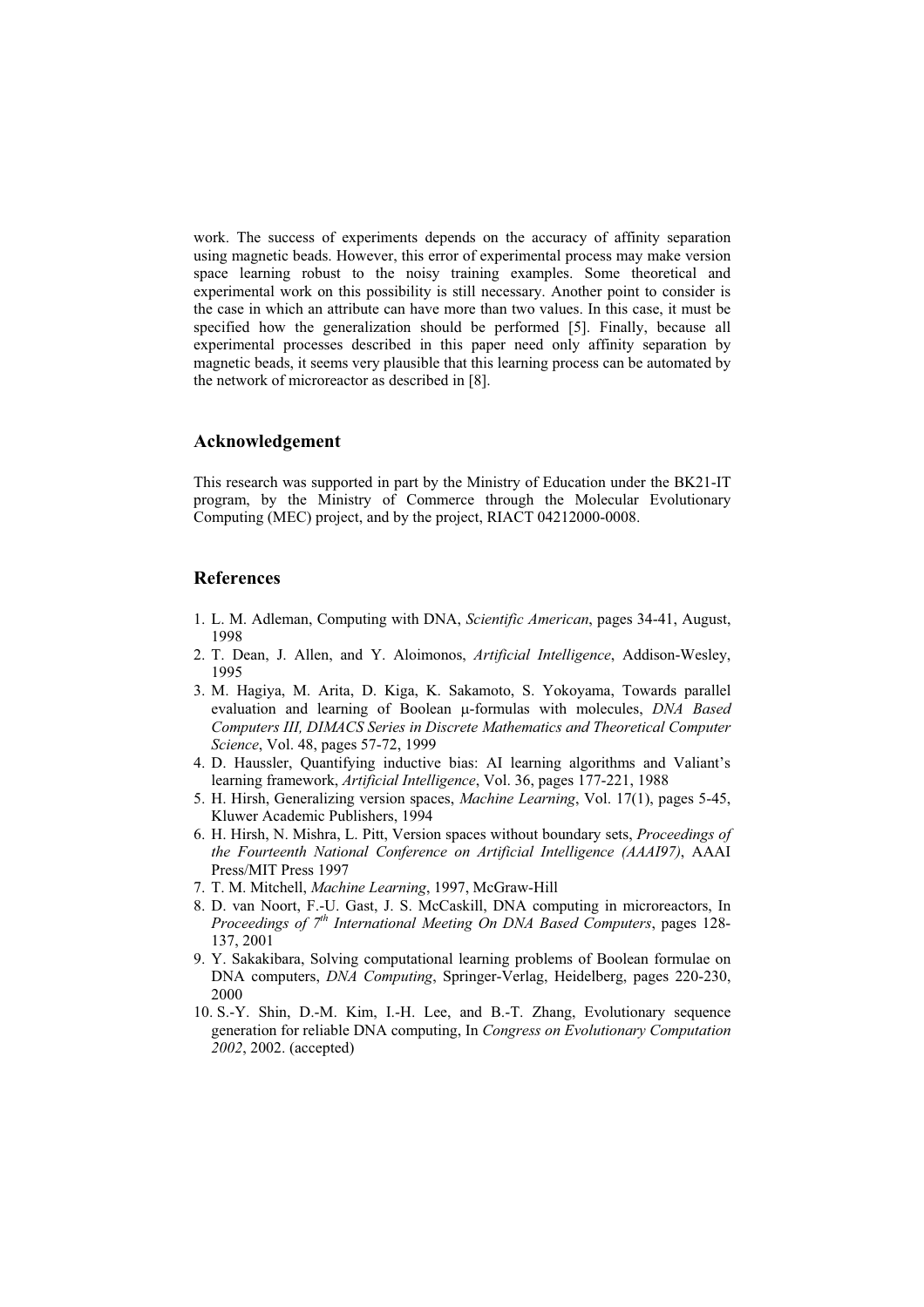work. The success of experiments depends on the accuracy of affinity separation using magnetic beads. However, this error of experimental process may make version space learning robust to the noisy training examples. Some theoretical and experimental work on this possibility is still necessary. Another point to consider is the case in which an attribute can have more than two values. In this case, it must be specified how the generalization should be performed [5]. Finally, because all experimental processes described in this paper need only affinity separation by magnetic beads, it seems very plausible that this learning process can be automated by the network of microreactor as described in [8].

## Acknowledgement

This research was supported in part by the Ministry of Education under the BK21-IT program, by the Ministry of Commerce through the Molecular Evolutionary Computing (MEC) project, and by the project, RIACT 04212000-0008.

## References

1. L. M. Adleman, Computing with DNA, *Scientific American*, pages 34-41, August, 1998
2. T. Dean, J. Allen, and Y. Aloimonos, *Artificial Intelligence*, Addison-Wesley, 1995
3. M. Hagiya, M. Arita, D. Kiga, K. Sakamoto, S. Yokoyama, Towards parallel evaluation and learning of Boolean μ-formulas with molecules, *DNA Based Computers III, DIMACS Series in Discrete Mathematics and Theoretical Computer Science*, Vol. 48, pages 57-72, 1999
4. D. Haussler, Quantifying inductive bias: AI learning algorithms and Valiant's learning framework, *Artificial Intelligence*, Vol. 36, pages 177-221, 1988
5. H. Hirsh, Generalizing version spaces, *Machine Learning*, Vol. 17(1), pages 5-45, Kluwer Academic Publishers, 1994
6. H. Hirsh, N. Mishra, L. Pitt, Version spaces without boundary sets, *Proceedings of the Fourteenth National Conference on Artificial Intelligence (AAAI97)*, AAAI Press/MIT Press 1997
7. T. M. Mitchell, *Machine Learning*, 1997, McGraw-Hill
8. D. van Noort, F.-U. Gast, J. S. McCaskill, DNA computing in microreactors, In *Proceedings of 7th International Meeting On DNA Based Computers*, pages 128-137, 2001
9. Y. Sakakibara, Solving computational learning problems of Boolean formulae on DNA computers, *DNA Computing*, Springer-Verlag, Heidelberg, pages 220-230, 2000
10. S.-Y. Shin, D.-M. Kim, I.-H. Lee, and B.-T. Zhang, Evolutionary sequence generation for reliable DNA computing, In *Congress on Evolutionary Computation 2002*, 2002. (accepted)